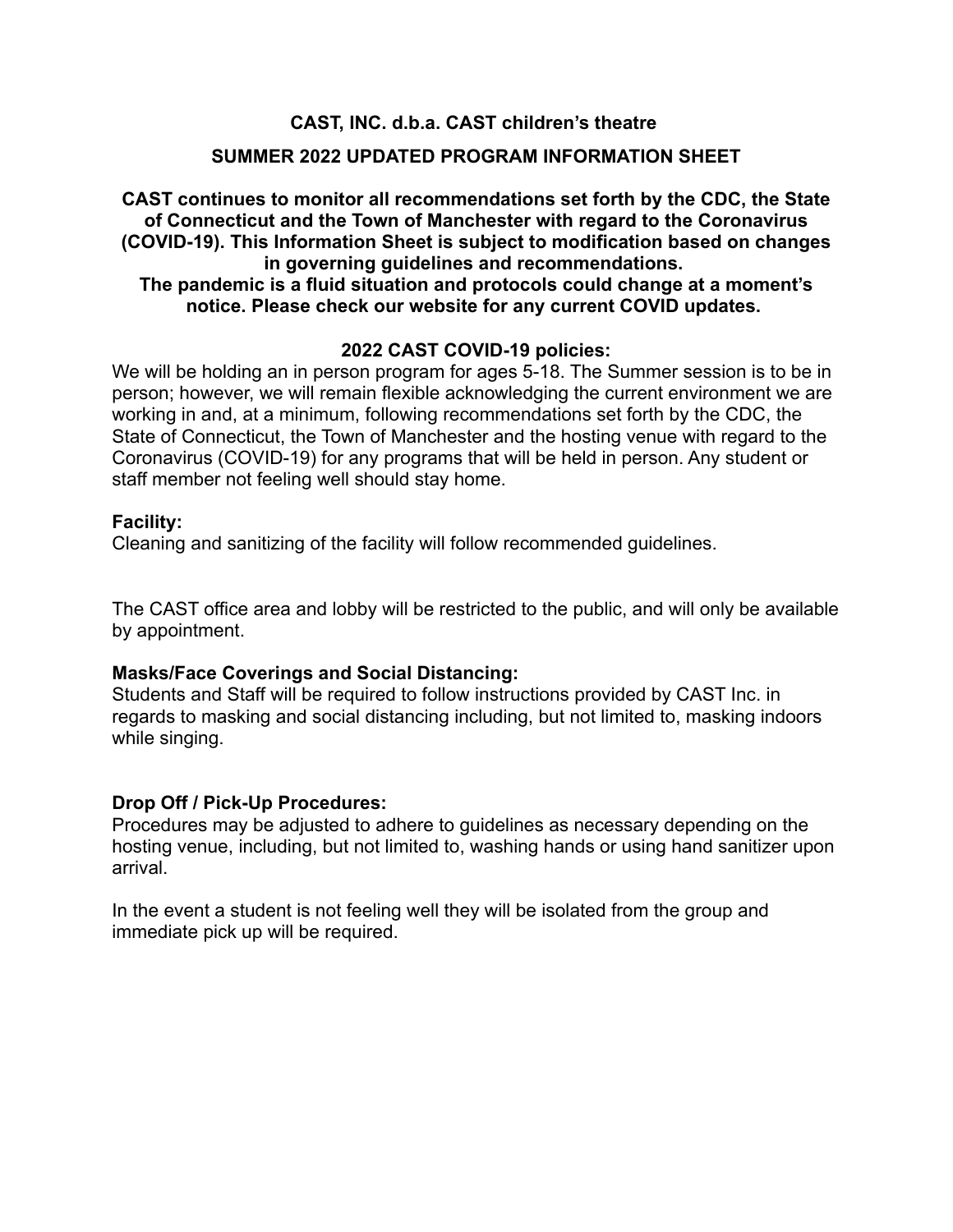**CAST, INC. d.b.a. CAST children's theatre**

**SUMMER 2022 UPDATED PROGRAM INFORMATION SHEET**

**CAST continues to monitor all recommendations set forth by the CDC, the State of Connecticut and the Town of Manchester with regard to the Coronavirus (COVID-19). This Information Sheet is subject to modification based on changes in governing guidelines and recommendations.**
**The pandemic is a fluid situation and protocols could change at a moment's notice. Please check our website for any current COVID updates.**

**2022 CAST COVID-19 policies:**

We will be holding an in person program for ages 5-18. The Summer session is to be in person; however, we will remain flexible acknowledging the current environment we are working in and, at a minimum, following recommendations set forth by the CDC, the State of Connecticut, the Town of Manchester and the hosting venue with regard to the Coronavirus (COVID-19) for any programs that will be held in person. Any student or staff member not feeling well should stay home.

**Facility:**

Cleaning and sanitizing of the facility will follow recommended guidelines.

The CAST office area and lobby will be restricted to the public, and will only be available by appointment.

**Masks/Face Coverings and Social Distancing:**

Students and Staff will be required to follow instructions provided by CAST Inc. in regards to masking and social distancing including, but not limited to, masking indoors while singing.

**Drop Off / Pick-Up Procedures:**

Procedures may be adjusted to adhere to guidelines as necessary depending on the hosting venue, including, but not limited to, washing hands or using hand sanitizer upon arrival.

In the event a student is not feeling well they will be isolated from the group and immediate pick up will be required.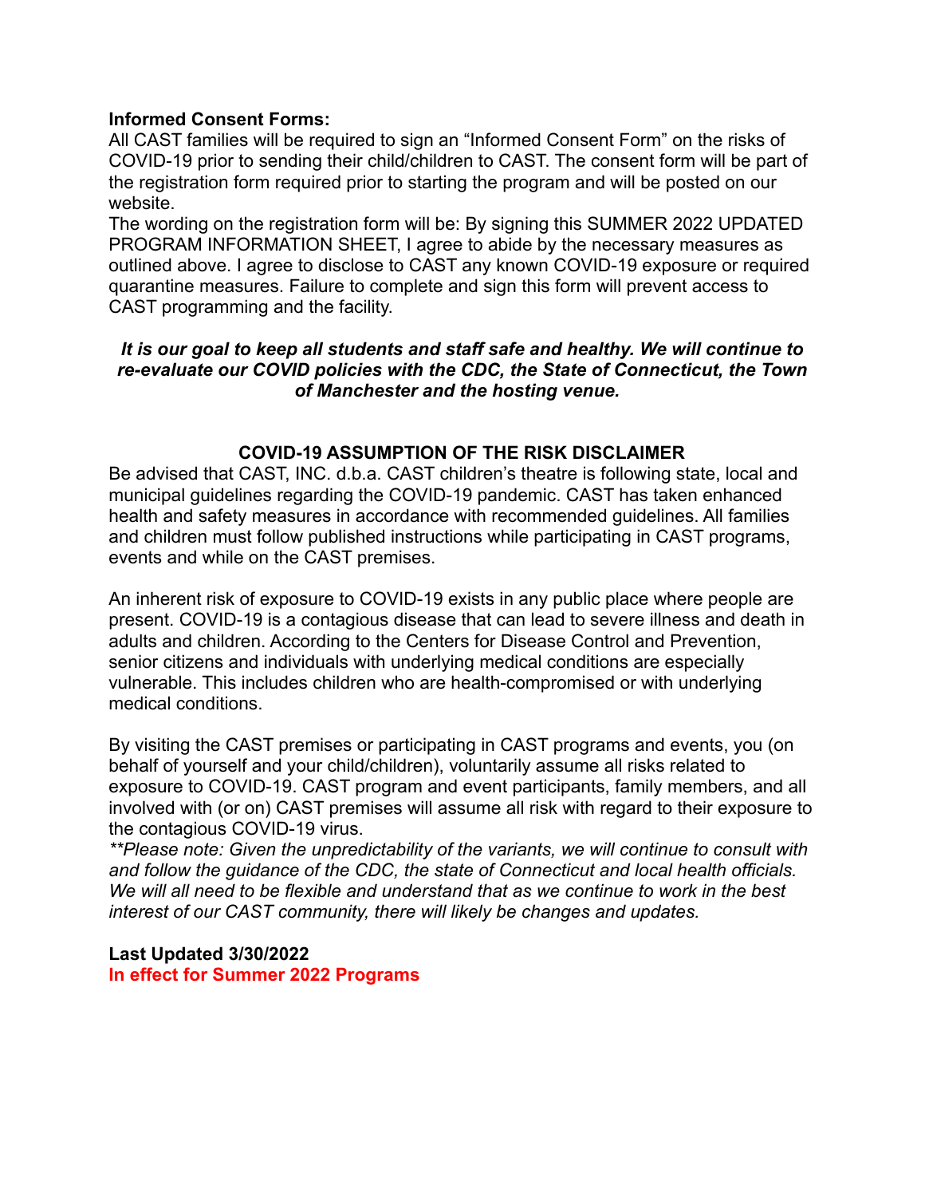**Informed Consent Forms:**
All CAST families will be required to sign an "Informed Consent Form" on the risks of COVID-19 prior to sending their child/children to CAST. The consent form will be part of the registration form required prior to starting the program and will be posted on our website.
The wording on the registration form will be: By signing this SUMMER 2022 UPDATED PROGRAM INFORMATION SHEET, I agree to abide by the necessary measures as outlined above. I agree to disclose to CAST any known COVID-19 exposure or required quarantine measures. Failure to complete and sign this form will prevent access to CAST programming and the facility.

***It is our goal to keep all students and staff safe and healthy. We will continue to re-evaluate our COVID policies with the CDC, the State of Connecticut, the Town of Manchester and the hosting venue.***

**COVID-19 ASSUMPTION OF THE RISK DISCLAIMER**

Be advised that CAST, INC. d.b.a. CAST children's theatre is following state, local and municipal guidelines regarding the COVID-19 pandemic. CAST has taken enhanced health and safety measures in accordance with recommended guidelines. All families and children must follow published instructions while participating in CAST programs, events and while on the CAST premises.

An inherent risk of exposure to COVID-19 exists in any public place where people are present. COVID-19 is a contagious disease that can lead to severe illness and death in adults and children. According to the Centers for Disease Control and Prevention, senior citizens and individuals with underlying medical conditions are especially vulnerable. This includes children who are health-compromised or with underlying medical conditions.

By visiting the CAST premises or participating in CAST programs and events, you (on behalf of yourself and your child/children), voluntarily assume all risks related to exposure to COVID-19. CAST program and event participants, family members, and all involved with (or on) CAST premises will assume all risk with regard to their exposure to the contagious COVID-19 virus.
*\*\*Please note: Given the unpredictability of the variants, we will continue to consult with and follow the guidance of the CDC, the state of Connecticut and local health officials. We will all need to be flexible and understand that as we continue to work in the best interest of our CAST community, there will likely be changes and updates.*

**Last Updated 3/30/2022**
**In effect for Summer 2022 Programs**